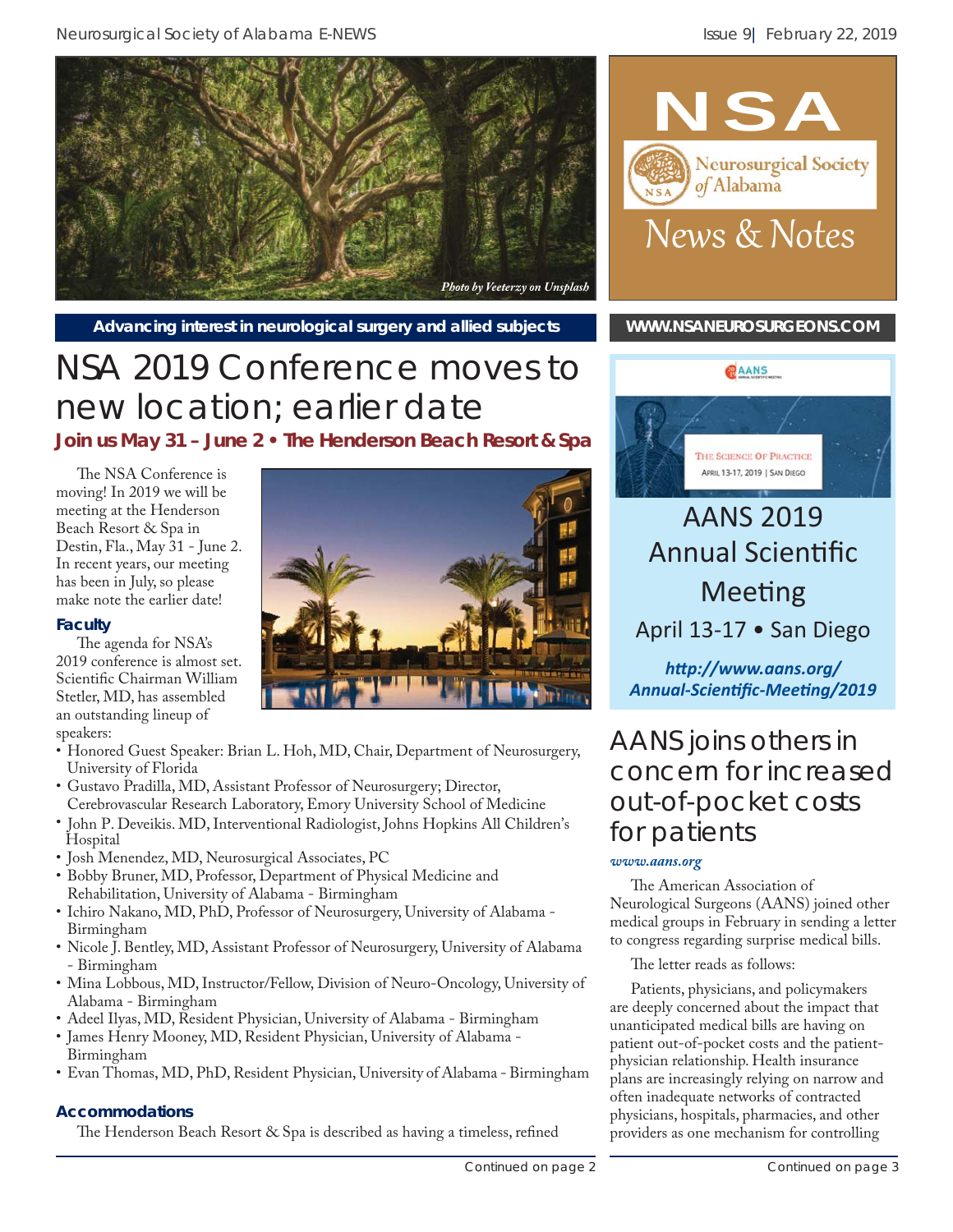Photo by Veeterzy on Unsplash

# NSA

Neurosurgical Society of Alabama

News & Notes

**Advancing interest in neurological surgery and allied subjects**

**WWW.NSANEUROSURGEONS.COM**

# NSA 2019 Conference moves to new location; earlier date

**Join us May 31 – June 2 • The Henderson Beach Resort & Spa**

The NSA Conference is moving! In 2019 we will be meeting at the Henderson Beach Resort & Spa in Destin, Fla., May 31 - June 2. In recent years, our meeting has been in July, so please make note the earlier date!

### Faculty

The agenda for NSA's 2019 conference is almost set. Scientific Chairman William Stetler, MD, has assembled an outstanding lineup of speakers:

- Honored Guest Speaker: Brian L. Hoh, MD, Chair, Department of Neurosurgery, University of Florida
- Gustavo Pradilla, MD, Assistant Professor of Neurosurgery; Director, Cerebrovascular Research Laboratory, Emory University School of Medicine
- John P. Deveikis. MD, Interventional Radiologist, Johns Hopkins All Children's Hospital
- Josh Menendez, MD, Neurosurgical Associates, PC
- Bobby Bruner, MD, Professor, Department of Physical Medicine and Rehabilitation, University of Alabama - Birmingham
- Ichiro Nakano, MD, PhD, Professor of Neurosurgery, University of Alabama - Birmingham
- Nicole J. Bentley, MD, Assistant Professor of Neurosurgery, University of Alabama - Birmingham
- Mina Lobbous, MD, Instructor/Fellow, Division of Neuro-Oncology, University of Alabama - Birmingham
- Adeel Ilyas, MD, Resident Physician, University of Alabama - Birmingham
- James Henry Mooney, MD, Resident Physician, University of Alabama - Birmingham
- Evan Thomas, MD, PhD, Resident Physician, University of Alabama - Birmingham

### Accommodations

The Henderson Beach Resort & Spa is described as having a timeless, refined

Continued on page 2

AANS

The Science Of Practice

April 13-17, 2019 | San Diego

## AANS 2019 Annual Scientific Meeting

April 13-17 • San Diego

***http://www.aans.org/Annual-Scientific-Meeting/2019***

# AANS joins others in concern for increased out-of-pocket costs for patients

*www.aans.org*

The American Association of Neurological Surgeons (AANS) joined other medical groups in February in sending a letter to congress regarding surprise medical bills.

The letter reads as follows:

Patients, physicians, and policymakers are deeply concerned about the impact that unanticipated medical bills are having on patient out-of-pocket costs and the patient-physician relationship. Health insurance plans are increasingly relying on narrow and often inadequate networks of contracted physicians, hospitals, pharmacies, and other providers as one mechanism for controlling

Continued on page 3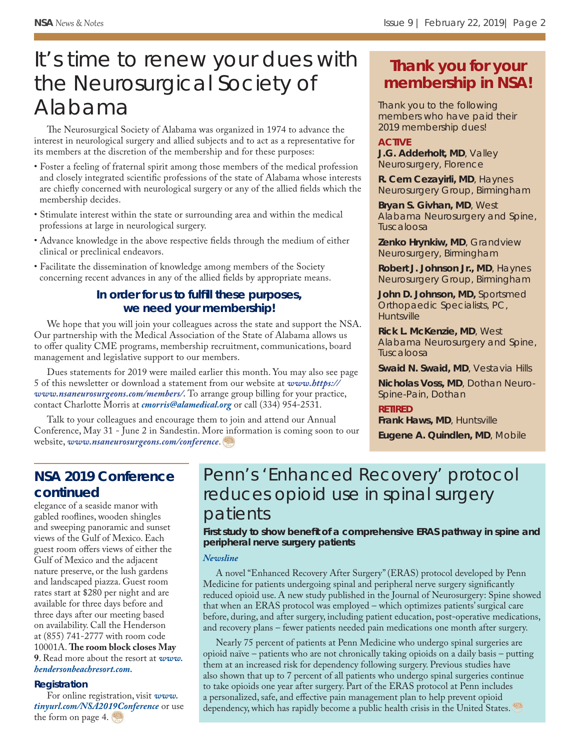# It's time to renew your dues with the Neurosurgical Society of Alabama

The Neurosurgical Society of Alabama was organized in 1974 to advance the interest in neurological surgery and allied subjects and to act as a representative for its members at the discretion of the membership and for these purposes:

- Foster a feeling of fraternal spirit among those members of the medical profession and closely integrated scientific professions of the state of Alabama whose interests are chiefly concerned with neurological surgery or any of the allied fields which the membership decides.
- Stimulate interest within the state or surrounding area and within the medical professions at large in neurological surgery.
- Advance knowledge in the above respective fields through the medium of either clinical or preclinical endeavors.
- Facilitate the dissemination of knowledge among members of the Society concerning recent advances in any of the allied fields by appropriate means.

**In order for us to fulfill these purposes, we need your membership!**

We hope that you will join your colleagues across the state and support the NSA. Our partnership with the Medical Association of the State of Alabama allows us to offer quality CME programs, membership recruitment, communications, board management and legislative support to our members.

Dues statements for 2019 were mailed earlier this month. You may also see page 5 of this newsletter or download a statement from our website at ***www.https://www.nsaneurosurgeons.com/members/***. To arrange group billing for your practice, contact Charlotte Morris at ***cmorris@alamedical.org*** or call (334) 954-2531.

Talk to your colleagues and encourage them to join and attend our Annual Conference, May 31 - June 2 in Sandestin. More information is coming soon to our website, ***www.nsaneurosurgeons.com/conference***.

## Thank you for your membership in NSA!

Thank you to the following members who have paid their 2019 membership dues!

**ACTIVE**

**J.G. Adderholt, MD**, Valley Neurosurgery, Florence

**R. Cem Cezayirli, MD**, Haynes Neurosurgery Group, Birmingham

**Bryan S. Givhan, MD**, West Alabama Neurosurgery and Spine, Tuscaloosa

**Zenko Hrynkiw, MD**, Grandview Neurosurgery, Birmingham

**Robert J. Johnson Jr., MD**, Haynes Neurosurgery Group, Birmingham

**John D. Johnson, MD,** Sportsmed Orthopaedic Specialists, PC, Huntsville

**Rick L. McKenzie, MD**, West Alabama Neurosurgery and Spine, Tuscaloosa

**Swaid N. Swaid, MD**, Vestavia Hills

**Nicholas Voss, MD**, Dothan Neuro-Spine-Pain, Dothan

**RETIRED**

**Frank Haws, MD**, Huntsville

**Eugene A. Quindlen, MD**, Mobile

## NSA 2019 Conference continued

elegance of a seaside manor with gabled rooflines, wooden shingles and sweeping panoramic and sunset views of the Gulf of Mexico. Each guest room offers views of either the Gulf of Mexico and the adjacent nature preserve, or the lush gardens and landscaped piazza. Guest room rates start at $280 per night and are available for three days before and three days after our meeting based on availability. Call the Henderson at (855) 741-2777 with room code 10001A. **The room block closes May 9**. Read more about the resort at ***www.hendersonbeachresort.com.***

### Registration

For online registration, visit ***www.tinyurl.com/NSA2019Conference*** or use the form on page 4.

# Penn's 'Enhanced Recovery' protocol reduces opioid use in spinal surgery patients

**First study to show benefit of a comprehensive ERAS pathway in spine and peripheral nerve surgery patients**

***Newsline***

A novel "Enhanced Recovery After Surgery" (ERAS) protocol developed by Penn Medicine for patients undergoing spinal and peripheral nerve surgery significantly reduced opioid use. A new study published in the Journal of Neurosurgery: Spine showed that when an ERAS protocol was employed – which optimizes patients' surgical care before, during, and after surgery, including patient education, post-operative medications, and recovery plans – fewer patients needed pain medications one month after surgery.

Nearly 75 percent of patients at Penn Medicine who undergo spinal surgeries are opioid naïve – patients who are not chronically taking opioids on a daily basis – putting them at an increased risk for dependency following surgery. Previous studies have also shown that up to 7 percent of all patients who undergo spinal surgeries continue to take opioids one year after surgery. Part of the ERAS protocol at Penn includes a personalized, safe, and effective pain management plan to help prevent opioid dependency, which has rapidly become a public health crisis in the United States.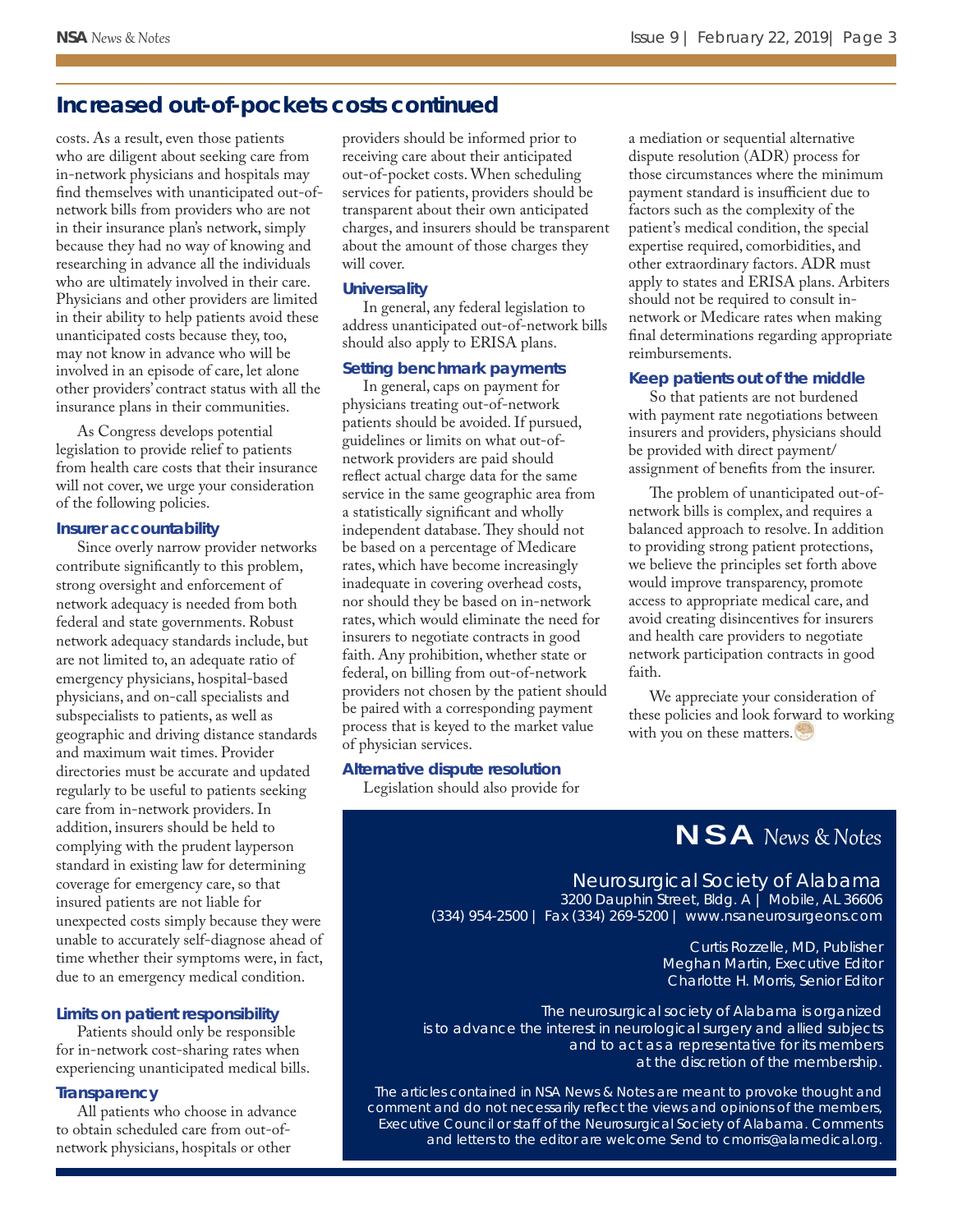## Increased out-of-pockets costs continued

costs. As a result, even those patients who are diligent about seeking care from in-network physicians and hospitals may find themselves with unanticipated out-of-network bills from providers who are not in their insurance plan's network, simply because they had no way of knowing and researching in advance all the individuals who are ultimately involved in their care. Physicians and other providers are limited in their ability to help patients avoid these unanticipated costs because they, too, may not know in advance who will be involved in an episode of care, let alone other providers' contract status with all the insurance plans in their communities.

As Congress develops potential legislation to provide relief to patients from health care costs that their insurance will not cover, we urge your consideration of the following policies.

### Insurer accountability

Since overly narrow provider networks contribute significantly to this problem, strong oversight and enforcement of network adequacy is needed from both federal and state governments. Robust network adequacy standards include, but are not limited to, an adequate ratio of emergency physicians, hospital-based physicians, and on-call specialists and subspecialists to patients, as well as geographic and driving distance standards and maximum wait times. Provider directories must be accurate and updated regularly to be useful to patients seeking care from in-network providers. In addition, insurers should be held to complying with the prudent layperson standard in existing law for determining coverage for emergency care, so that insured patients are not liable for unexpected costs simply because they were unable to accurately self-diagnose ahead of time whether their symptoms were, in fact, due to an emergency medical condition.

### Limits on patient responsibility

Patients should only be responsible for in-network cost-sharing rates when experiencing unanticipated medical bills.

### Transparency

All patients who choose in advance to obtain scheduled care from out-of-network physicians, hospitals or other providers should be informed prior to receiving care about their anticipated out-of-pocket costs. When scheduling services for patients, providers should be transparent about their own anticipated charges, and insurers should be transparent about the amount of those charges they will cover.

### Universality

In general, any federal legislation to address unanticipated out-of-network bills should also apply to ERISA plans.

### Setting benchmark payments

In general, caps on payment for physicians treating out-of-network patients should be avoided. If pursued, guidelines or limits on what out-of-network providers are paid should reflect actual charge data for the same service in the same geographic area from a statistically significant and wholly independent database. They should not be based on a percentage of Medicare rates, which have become increasingly inadequate in covering overhead costs, nor should they be based on in-network rates, which would eliminate the need for insurers to negotiate contracts in good faith. Any prohibition, whether state or federal, on billing from out-of-network providers not chosen by the patient should be paired with a corresponding payment process that is keyed to the market value of physician services.

### Alternative dispute resolution

Legislation should also provide for a mediation or sequential alternative dispute resolution (ADR) process for those circumstances where the minimum payment standard is insufficient due to factors such as the complexity of the patient's medical condition, the special expertise required, comorbidities, and other extraordinary factors. ADR must apply to states and ERISA plans. Arbiters should not be required to consult in-network or Medicare rates when making final determinations regarding appropriate reimbursements.

### Keep patients out of the middle

So that patients are not burdened with payment rate negotiations between insurers and providers, physicians should be provided with direct payment/assignment of benefits from the insurer.

The problem of unanticipated out-of-network bills is complex, and requires a balanced approach to resolve. In addition to providing strong patient protections, we believe the principles set forth above would improve transparency, promote access to appropriate medical care, and avoid creating disincentives for insurers and health care providers to negotiate network participation contracts in good faith.

We appreciate your consideration of these policies and look forward to working with you on these matters.

---

**NSA** *News & Notes*

Neurosurgical Society of Alabama
3200 Dauphin Street, Bldg. A | Mobile, AL 36606
(334) 954-2500 | Fax (334) 269-5200 | www.nsaneurosurgeons.com

Curtis Rozzelle, MD, Publisher
Meghan Martin, Executive Editor
Charlotte H. Morris, Senior Editor

The neurosurgical society of Alabama is organized is to advance the interest in neurological surgery and allied subjects and to act as a representative for its members at the discretion of the membership.

The articles contained in NSA News & Notes are meant to provoke thought and comment and do not necessarily reflect the views and opinions of the members, Executive Council or staff of the Neurosurgical Society of Alabama. Comments and letters to the editor are welcome Send to cmorris@alamedical.org.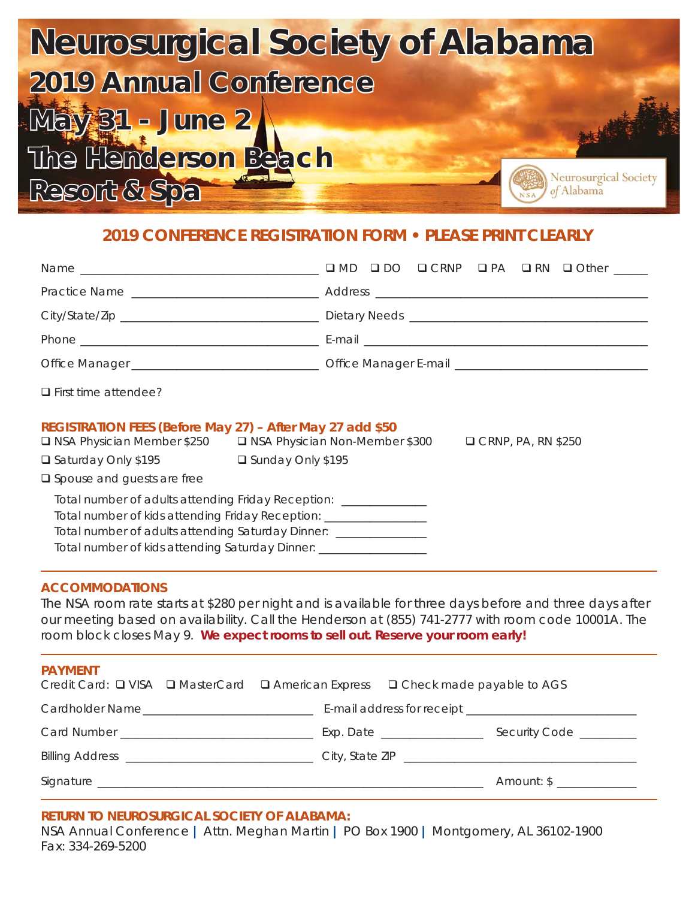# Neurosurgical Society of Alabama

## 2019 Annual Conference

## May 31 - June 2

## The Henderson Beach Resort & Spa

Neurosurgical Society of Alabama

## 2019 CONFERENCE REGISTRATION FORM • PLEASE PRINT CLEARLY

Name ________________________________ ❑ MD ❑ DO ❑ CRNP ❑ PA ❑ RN ❑ Other _____

Practice Name ________________________ Address ____________________________________

City/State/Zip ________________________ Dietary Needs ______________________________

Phone _______________________________ E-mail ____________________________________

Office Manager _______________________ Office Manager E-mail _______________________

❑ First time attendee?

### REGISTRATION FEES (Before May 27) – After May 27 add $50

❑ NSA Physician Member $250 ❑ NSA Physician Non-Member $300 ❑ CRNP, PA, RN $250

❑ Saturday Only $195 ❑ Sunday Only $195

❑ Spouse and guests are free

Total number of adults attending Friday Reception: _____________

Total number of kids attending Friday Reception: _______________

Total number of adults attending Saturday Dinner: ______________

Total number of kids attending Saturday Dinner: ________________

### ACCOMMODATIONS

The NSA room rate starts at $280 per night and is available for three days before and three days after our meeting based on availability. Call the Henderson at (855) 741-2777 with room code 10001A. The room block closes May 9. **We expect rooms to sell out. Reserve your room early!**

### PAYMENT

Credit Card: ❑ VISA ❑ MasterCard ❑ American Express ❑ Check made payable to AGS

Cardholder Name _______________________ E-mail address for receipt ____________________

Card Number __________________________ Exp. Date _______________ Security Code ________

Billing Address _________________________ City, State ZIP ______________________________

Signature ________________________________________________ Amount: $ ____________

### RETURN TO NEUROSURGICAL SOCIETY OF ALABAMA:

NSA Annual Conference | Attn. Meghan Martin | PO Box 1900 | Montgomery, AL 36102-1900
Fax: 334-269-5200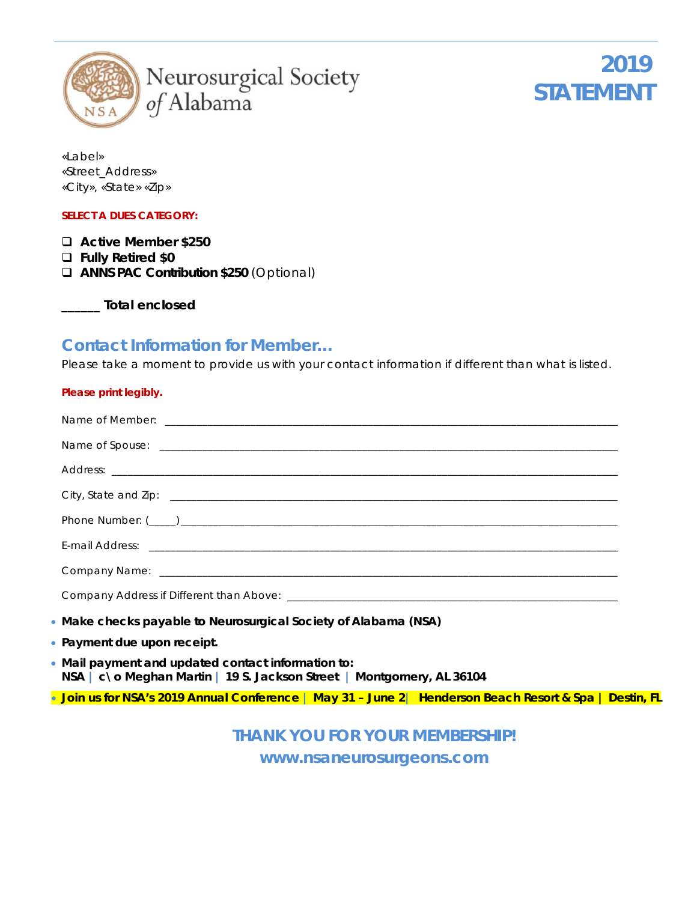Neurosurgical Society of Alabama

# 2019 STATEMENT

«Label»
«Street_Address»
«City», «State» «Zip»

**SELECT A DUES CATEGORY:**

- ❑ **Active Member $250**
- ❑ **Fully Retired $0**
- ❑ **ANNS PAC Contribution $250** (Optional)

______ **Total enclosed**

## Contact Information for Member…

Please take a moment to provide us with your contact information if different than what is listed.

**Please print legibly.**

Name of Member: ____________________________________________________________

Name of Spouse: ____________________________________________________________

Address: ____________________________________________________________

City, State and Zip: ____________________________________________________________

Phone Number: (____)____________________________________________________________

E-mail Address: ____________________________________________________________

Company Name: ____________________________________________________________

Company Address if Different than Above: ____________________________________________

- **Make checks payable to Neurosurgical Society of Alabama (NSA)**
- **Payment due upon receipt.**
- **Mail payment and updated contact information to:**
  **NSA | c\o Meghan Martin | 19 S. Jackson Street | Montgomery, AL 36104**
- **Join us for NSA's 2019 Annual Conference | May 31 – June 2 | Henderson Beach Resort & Spa | Destin, FL**

**THANK YOU FOR YOUR MEMBERSHIP!**

**www.nsaneurosurgeons.com**